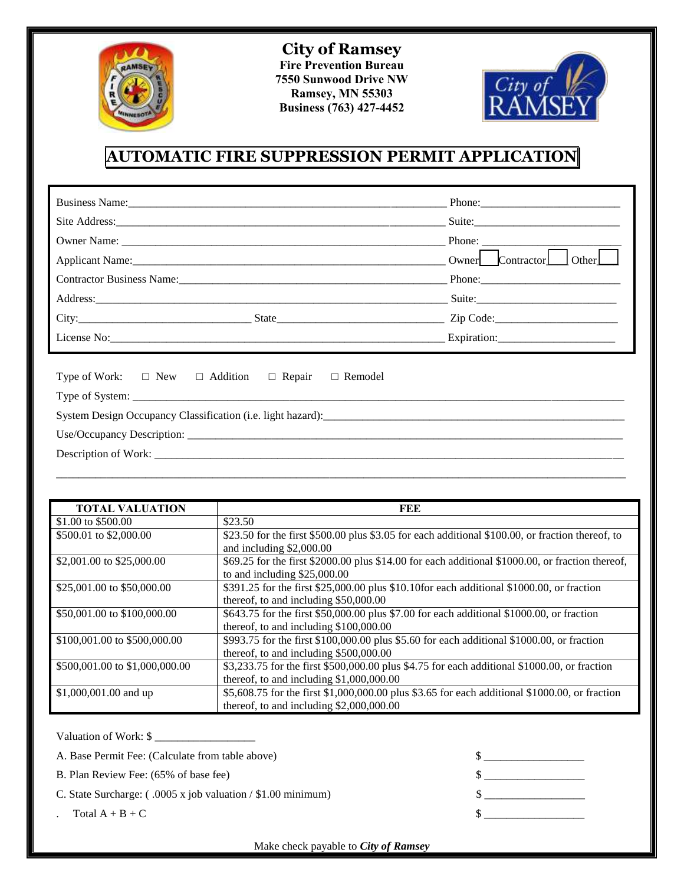# City of Ramsey

**Fire Prevention Bureau**
**7550 Sunwood Drive NW**
**Ramsey, MN 55303**
**Business (763) 427-4452**

## AUTOMATIC FIRE SUPPRESSION PERMIT APPLICATION

Business Name:______________________________ Phone:____________________

Site Address:______________________________ Suite:____________________

Owner Name: ______________________________ Phone: ____________________

Applicant Name:______________________________ Owner☐ Contractor☐ Other☐

Contractor Business Name:______________________________ Phone:____________________

Address:______________________________ Suite:____________________

City:____________________ State____________________ Zip Code:____________________

License No:______________________________ Expiration:____________________

Type of Work: ☐ New ☐ Addition ☐ Repair ☐ Remodel

Type of System: ______________________________

System Design Occupancy Classification (i.e. light hazard):______________________________

Use/Occupancy Description: ______________________________

Description of Work: ______________________________

______________________________

| TOTAL VALUATION | FEE |
|---|---|
| $1.00 to $500.00 | $23.50 |
| $500.01 to $2,000.00 | $23.50 for the first $500.00 plus $3.05 for each additional $100.00, or fraction thereof, to and including $2,000.00 |
| $2,001.00 to $25,000.00 | $69.25 for the first $2000.00 plus $14.00 for each additional $1000.00, or fraction thereof, to and including $25,000.00 |
| $25,001.00 to $50,000.00 | $391.25 for the first $25,000.00 plus $10.10for each additional $1000.00, or fraction thereof, to and including $50,000.00 |
| $50,001.00 to $100,000.00 | $643.75 for the first $50,000.00 plus $7.00 for each additional $1000.00, or fraction thereof, to and including $100,000.00 |
| $100,001.00 to $500,000.00 | $993.75 for the first $100,000.00 plus $5.60 for each additional $1000.00, or fraction thereof, to and including $500,000.00 |
| $500,001.00 to $1,000,000.00 | $3,233.75 for the first $500,000.00 plus $4.75 for each additional $1000.00, or fraction thereof, to and including $1,000,000.00 |
| $1,000,001.00 and up | $5,608.75 for the first $1,000,000.00 plus $3.65 for each additional $1000.00, or fraction thereof, to and including $2,000,000.00 |

Valuation of Work: $ __________________

A. Base Permit Fee: (Calculate from table above) $ __________________

B. Plan Review Fee: (65% of base fee) $ __________________

C. State Surcharge: ( .0005 x job valuation / $1.00 minimum) $ __________________

. Total A + B + C $ __________________

Make check payable to ***City of Ramsey***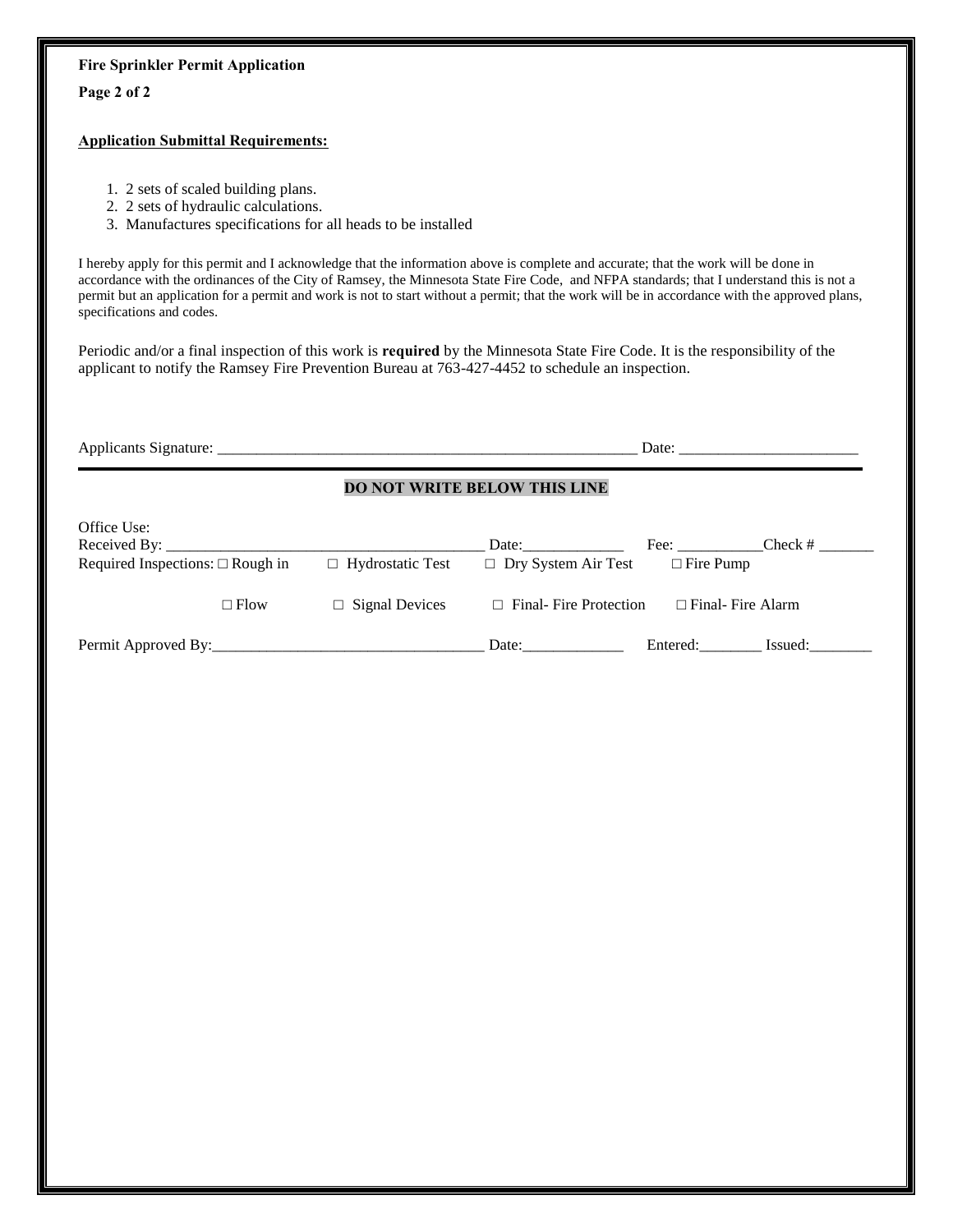**Fire Sprinkler Permit Application**

**Application Submittal Requirements:**

1. 2 sets of scaled building plans.
2. 2 sets of hydraulic calculations.
3. Manufactures specifications for all heads to be installed

I hereby apply for this permit and I acknowledge that the information above is complete and accurate; that the work will be done in accordance with the ordinances of the City of Ramsey, the Minnesota State Fire Code, and NFPA standards; that I understand this is not a permit but an application for a permit and work is not to start without a permit; that the work will be in accordance with the approved plans, specifications and codes.

Periodic and/or a final inspection of this work is **required** by the Minnesota State Fire Code. It is the responsibility of the applicant to notify the Ramsey Fire Prevention Bureau at 763-427-4452 to schedule an inspection.

Applicants Signature: ________________________________________________________ Date: _______________________

---

**DO NOT WRITE BELOW THIS LINE**

Office Use:

Received By: __________________________________________ Date:_____________ Fee: ___________Check # _______

Required Inspections: □ Rough in  □ Hydrostatic Test  □ Dry System Air Test  □ Fire Pump

□ Flow  □ Signal Devices  □ Final- Fire Protection  □ Final- Fire Alarm

Permit Approved By:___________________________________ Date:_____________ Entered:________ Issued:________